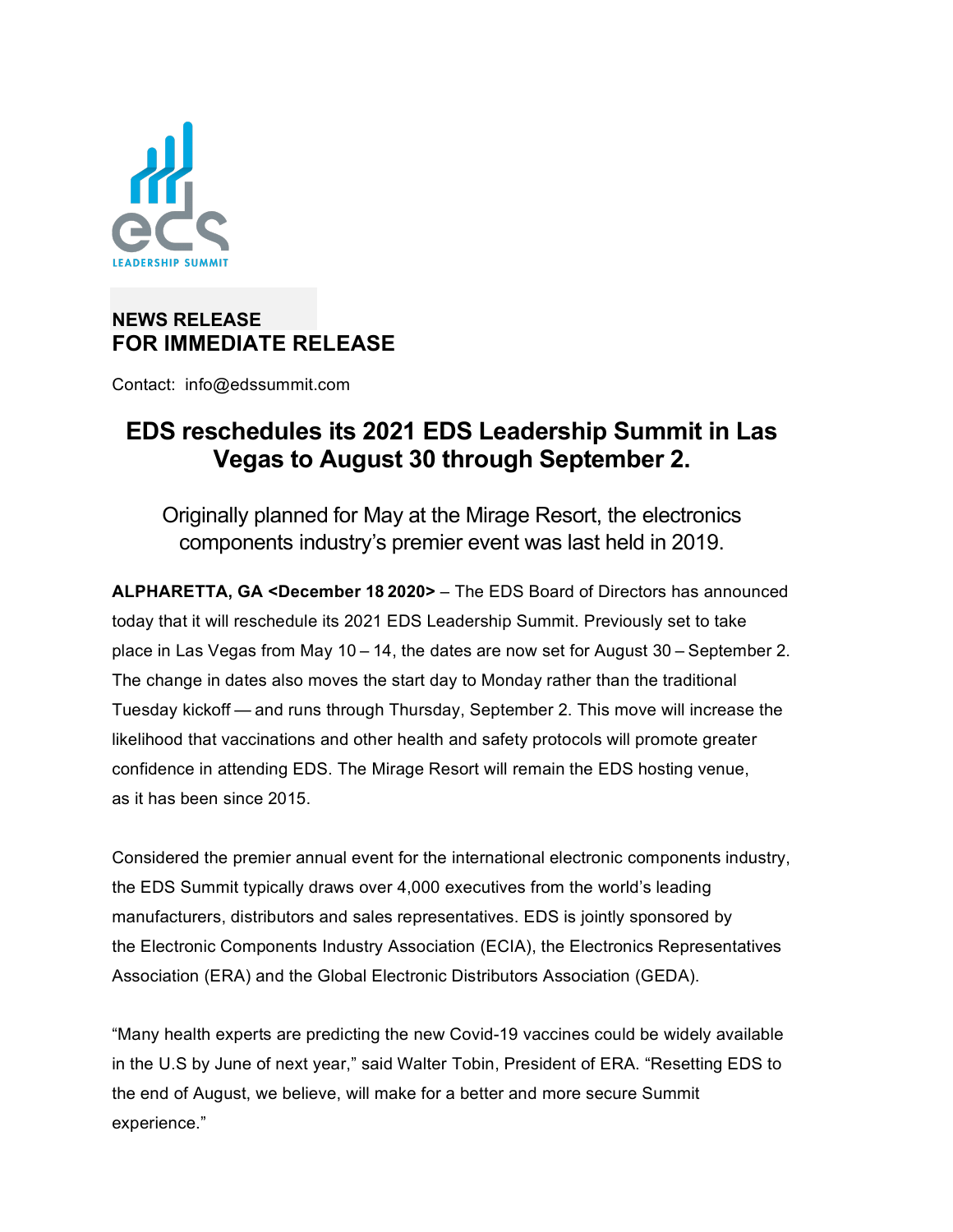NEWS RELEASE
**FOR IMMEDIATE RELEASE**

Contact: info@edssummit.com

# EDS reschedules its 2021 EDS Leadership Summit in Las Vegas to August 30 through September 2.

Originally planned for May at the Mirage Resort, the electronics components industry's premier event was last held in 2019.

**ALPHARETTA, GA <December 18 2020>** – The EDS Board of Directors has announced today that it will reschedule its 2021 EDS Leadership Summit. Previously set to take place in Las Vegas from May 10 – 14, the dates are now set for August 30 – September 2. The change in dates also moves the start day to Monday rather than the traditional Tuesday kickoff — and runs through Thursday, September 2. This move will increase the likelihood that vaccinations and other health and safety protocols will promote greater confidence in attending EDS. The Mirage Resort will remain the EDS hosting venue, as it has been since 2015.

Considered the premier annual event for the international electronic components industry, the EDS Summit typically draws over 4,000 executives from the world's leading manufacturers, distributors and sales representatives. EDS is jointly sponsored by the Electronic Components Industry Association (ECIA), the Electronics Representatives Association (ERA) and the Global Electronic Distributors Association (GEDA).

"Many health experts are predicting the new Covid-19 vaccines could be widely available in the U.S by June of next year," said Walter Tobin, President of ERA. "Resetting EDS to the end of August, we believe, will make for a better and more secure Summit experience."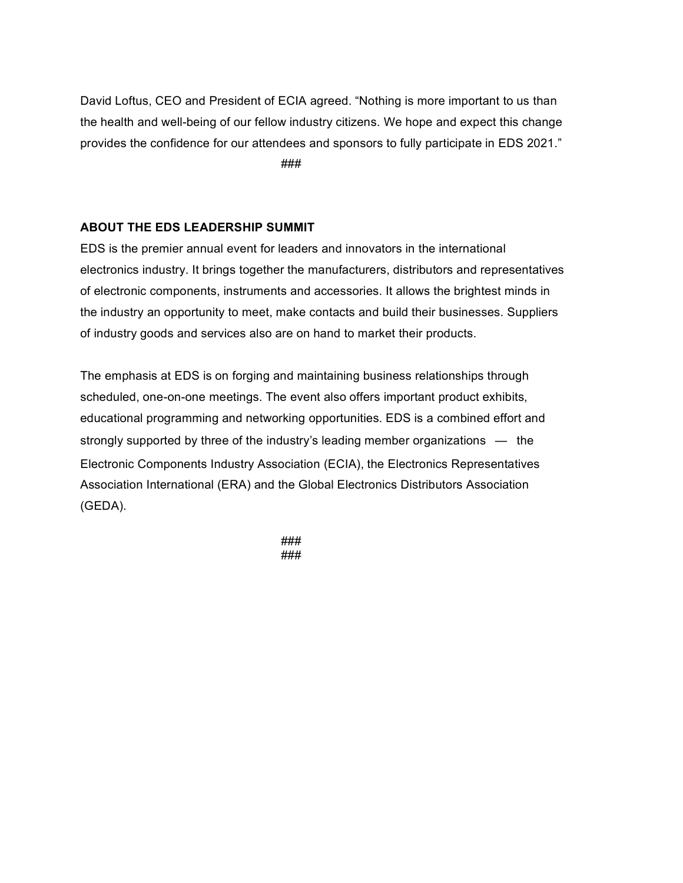David Loftus, CEO and President of ECIA agreed. "Nothing is more important to us than the health and well-being of our fellow industry citizens. We hope and expect this change provides the confidence for our attendees and sponsors to fully participate in EDS 2021."

###

**ABOUT THE EDS LEADERSHIP SUMMIT**

EDS is the premier annual event for leaders and innovators in the international electronics industry. It brings together the manufacturers, distributors and representatives of electronic components, instruments and accessories. It allows the brightest minds in the industry an opportunity to meet, make contacts and build their businesses. Suppliers of industry goods and services also are on hand to market their products.

The emphasis at EDS is on forging and maintaining business relationships through scheduled, one-on-one meetings. The event also offers important product exhibits, educational programming and networking opportunities. EDS is a combined effort and strongly supported by three of the industry's leading member organizations — the Electronic Components Industry Association (ECIA), the Electronics Representatives Association International (ERA) and the Global Electronics Distributors Association (GEDA).

###
###